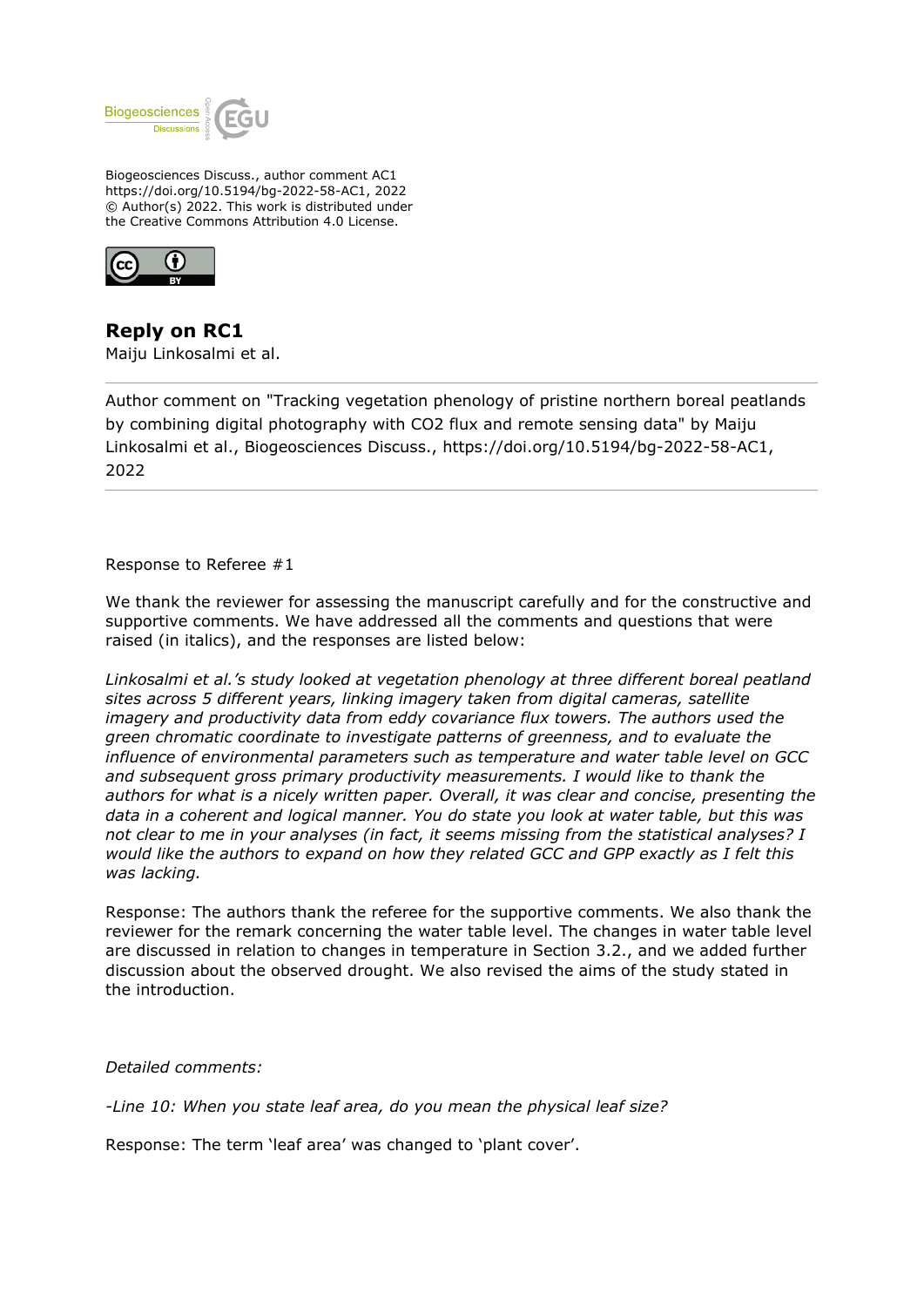Biogeosciences Discuss., author comment AC1
https://doi.org/10.5194/bg-2022-58-AC1, 2022
© Author(s) 2022. This work is distributed under
the Creative Commons Attribution 4.0 License.

# Reply on RC1

Maiju Linkosalmi et al.

---

Author comment on "Tracking vegetation phenology of pristine northern boreal peatlands by combining digital photography with CO2 flux and remote sensing data" by Maiju Linkosalmi et al., Biogeosciences Discuss., https://doi.org/10.5194/bg-2022-58-AC1, 2022

---

Response to Referee #1

We thank the reviewer for assessing the manuscript carefully and for the constructive and supportive comments. We have addressed all the comments and questions that were raised (in italics), and the responses are listed below:

*Linkosalmi et al.'s study looked at vegetation phenology at three different boreal peatland sites across 5 different years, linking imagery taken from digital cameras, satellite imagery and productivity data from eddy covariance flux towers. The authors used the green chromatic coordinate to investigate patterns of greenness, and to evaluate the influence of environmental parameters such as temperature and water table level on GCC and subsequent gross primary productivity measurements. I would like to thank the authors for what is a nicely written paper. Overall, it was clear and concise, presenting the data in a coherent and logical manner. You do state you look at water table, but this was not clear to me in your analyses (in fact, it seems missing from the statistical analyses? I would like the authors to expand on how they related GCC and GPP exactly as I felt this was lacking.*

Response: The authors thank the referee for the supportive comments. We also thank the reviewer for the remark concerning the water table level. The changes in water table level are discussed in relation to changes in temperature in Section 3.2., and we added further discussion about the observed drought. We also revised the aims of the study stated in the introduction.

*Detailed comments:*

*-Line 10: When you state leaf area, do you mean the physical leaf size?*

Response: The term 'leaf area' was changed to 'plant cover'.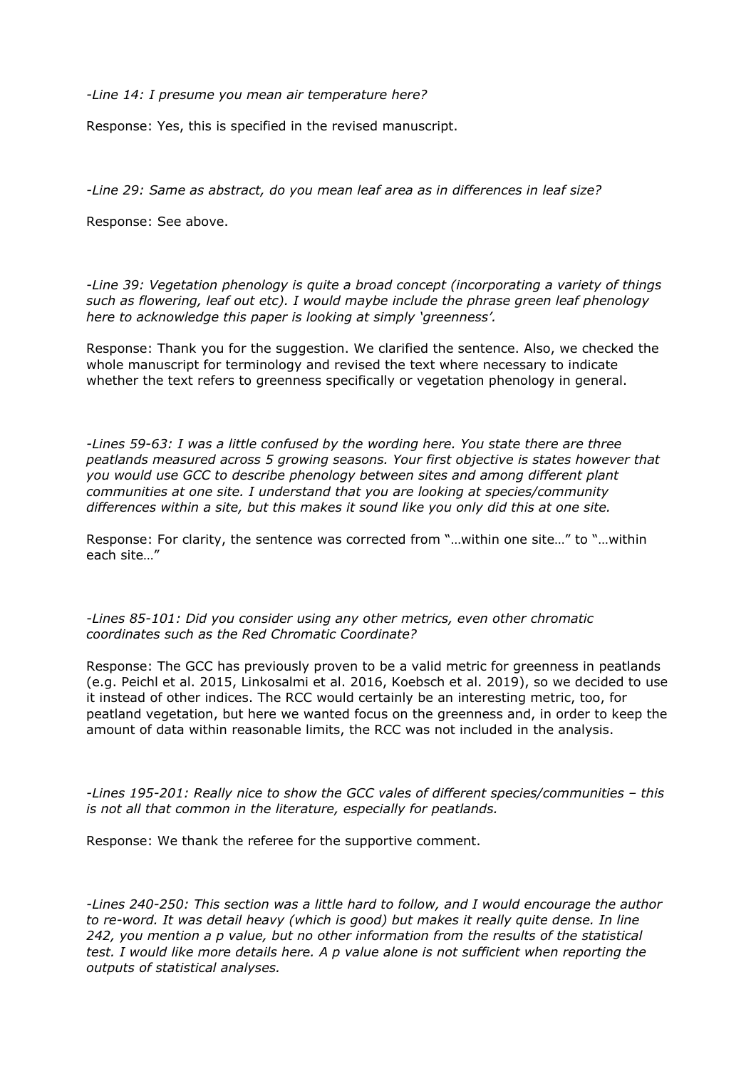*-Line 14: I presume you mean air temperature here?*

Response: Yes, this is specified in the revised manuscript.

*-Line 29: Same as abstract, do you mean leaf area as in differences in leaf size?*

Response: See above.

*-Line 39: Vegetation phenology is quite a broad concept (incorporating a variety of things such as flowering, leaf out etc). I would maybe include the phrase green leaf phenology here to acknowledge this paper is looking at simply 'greenness'.*

Response: Thank you for the suggestion. We clarified the sentence. Also, we checked the whole manuscript for terminology and revised the text where necessary to indicate whether the text refers to greenness specifically or vegetation phenology in general.

*-Lines 59-63: I was a little confused by the wording here. You state there are three peatlands measured across 5 growing seasons. Your first objective is states however that you would use GCC to describe phenology between sites and among different plant communities at one site. I understand that you are looking at species/community differences within a site, but this makes it sound like you only did this at one site.*

Response: For clarity, the sentence was corrected from "…within one site…" to "…within each site…"

*-Lines 85-101: Did you consider using any other metrics, even other chromatic coordinates such as the Red Chromatic Coordinate?*

Response: The GCC has previously proven to be a valid metric for greenness in peatlands (e.g. Peichl et al. 2015, Linkosalmi et al. 2016, Koebsch et al. 2019), so we decided to use it instead of other indices. The RCC would certainly be an interesting metric, too, for peatland vegetation, but here we wanted focus on the greenness and, in order to keep the amount of data within reasonable limits, the RCC was not included in the analysis.

*-Lines 195-201: Really nice to show the GCC vales of different species/communities – this is not all that common in the literature, especially for peatlands.*

Response: We thank the referee for the supportive comment.

*-Lines 240-250: This section was a little hard to follow, and I would encourage the author to re-word. It was detail heavy (which is good) but makes it really quite dense. In line 242, you mention a p value, but no other information from the results of the statistical test. I would like more details here. A p value alone is not sufficient when reporting the outputs of statistical analyses.*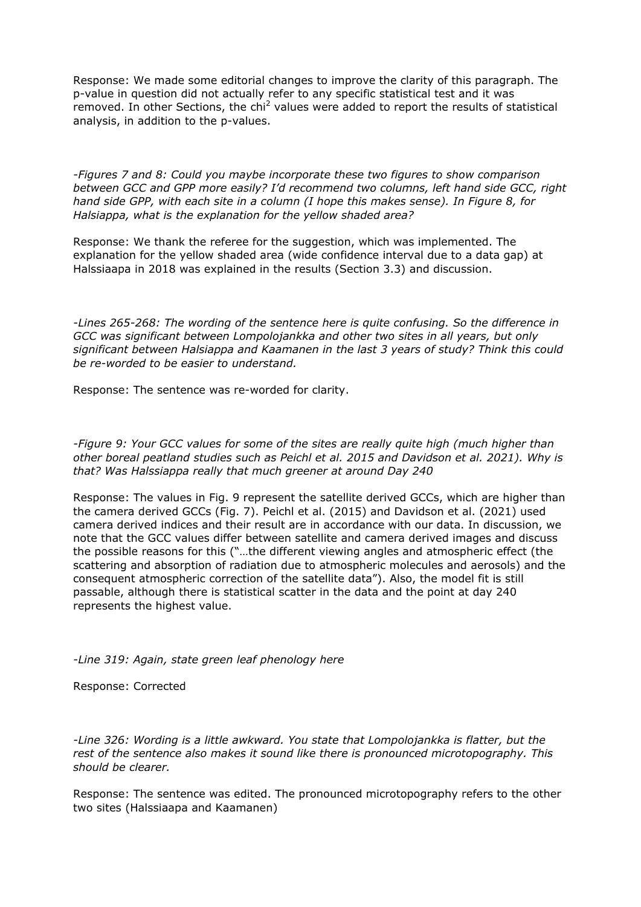Response: We made some editorial changes to improve the clarity of this paragraph. The p-value in question did not actually refer to any specific statistical test and it was removed. In other Sections, the $chi^2$ values were added to report the results of statistical analysis, in addition to the p-values.

*-Figures 7 and 8: Could you maybe incorporate these two figures to show comparison between GCC and GPP more easily? I'd recommend two columns, left hand side GCC, right hand side GPP, with each site in a column (I hope this makes sense). In Figure 8, for Halsiappa, what is the explanation for the yellow shaded area?*

Response: We thank the referee for the suggestion, which was implemented. The explanation for the yellow shaded area (wide confidence interval due to a data gap) at Halssiaapa in 2018 was explained in the results (Section 3.3) and discussion.

*-Lines 265-268: The wording of the sentence here is quite confusing. So the difference in GCC was significant between Lompolojankka and other two sites in all years, but only significant between Halsiappa and Kaamanen in the last 3 years of study? Think this could be re-worded to be easier to understand.*

Response: The sentence was re-worded for clarity.

*-Figure 9: Your GCC values for some of the sites are really quite high (much higher than other boreal peatland studies such as Peichl et al. 2015 and Davidson et al. 2021). Why is that? Was Halssiappa really that much greener at around Day 240*

Response: The values in Fig. 9 represent the satellite derived GCCs, which are higher than the camera derived GCCs (Fig. 7). Peichl et al. (2015) and Davidson et al. (2021) used camera derived indices and their result are in accordance with our data. In discussion, we note that the GCC values differ between satellite and camera derived images and discuss the possible reasons for this ("…the different viewing angles and atmospheric effect (the scattering and absorption of radiation due to atmospheric molecules and aerosols) and the consequent atmospheric correction of the satellite data"). Also, the model fit is still passable, although there is statistical scatter in the data and the point at day 240 represents the highest value.

*-Line 319: Again, state green leaf phenology here*

Response: Corrected

*-Line 326: Wording is a little awkward. You state that Lompolojankka is flatter, but the rest of the sentence also makes it sound like there is pronounced microtopography. This should be clearer.*

Response: The sentence was edited. The pronounced microtopography refers to the other two sites (Halssiaapa and Kaamanen)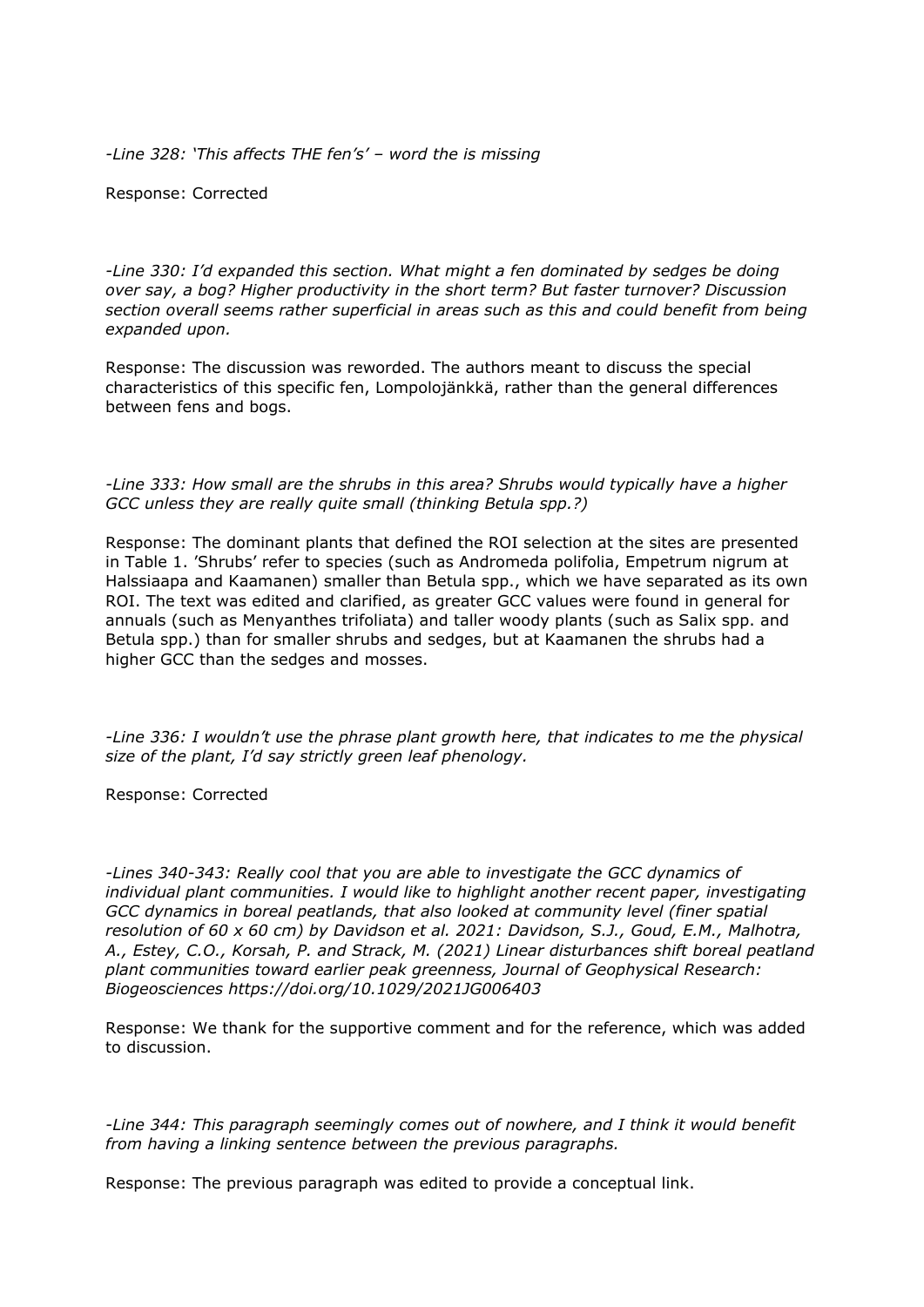*-Line 328: 'This affects THE fen's' – word the is missing*

Response: Corrected

*-Line 330: I'd expanded this section. What might a fen dominated by sedges be doing over say, a bog? Higher productivity in the short term? But faster turnover? Discussion section overall seems rather superficial in areas such as this and could benefit from being expanded upon.*

Response: The discussion was reworded. The authors meant to discuss the special characteristics of this specific fen, Lompolojänkkä, rather than the general differences between fens and bogs.

*-Line 333: How small are the shrubs in this area? Shrubs would typically have a higher GCC unless they are really quite small (thinking Betula spp.?)*

Response: The dominant plants that defined the ROI selection at the sites are presented in Table 1. 'Shrubs' refer to species (such as Andromeda polifolia, Empetrum nigrum at Halssiaapa and Kaamanen) smaller than Betula spp., which we have separated as its own ROI. The text was edited and clarified, as greater GCC values were found in general for annuals (such as Menyanthes trifoliata) and taller woody plants (such as Salix spp. and Betula spp.) than for smaller shrubs and sedges, but at Kaamanen the shrubs had a higher GCC than the sedges and mosses.

*-Line 336: I wouldn't use the phrase plant growth here, that indicates to me the physical size of the plant, I'd say strictly green leaf phenology.*

Response: Corrected

*-Lines 340-343: Really cool that you are able to investigate the GCC dynamics of individual plant communities. I would like to highlight another recent paper, investigating GCC dynamics in boreal peatlands, that also looked at community level (finer spatial resolution of 60 x 60 cm) by Davidson et al. 2021: Davidson, S.J., Goud, E.M., Malhotra, A., Estey, C.O., Korsah, P. and Strack, M. (2021) Linear disturbances shift boreal peatland plant communities toward earlier peak greenness, Journal of Geophysical Research: Biogeosciences https://doi.org/10.1029/2021JG006403*

Response: We thank for the supportive comment and for the reference, which was added to discussion.

*-Line 344: This paragraph seemingly comes out of nowhere, and I think it would benefit from having a linking sentence between the previous paragraphs.*

Response: The previous paragraph was edited to provide a conceptual link.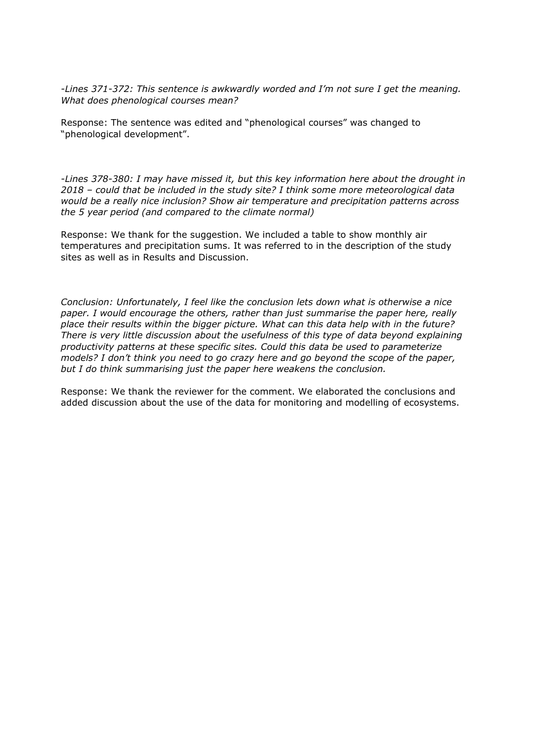*-Lines 371-372: This sentence is awkwardly worded and I'm not sure I get the meaning. What does phenological courses mean?*

Response: The sentence was edited and "phenological courses" was changed to "phenological development".

*-Lines 378-380: I may have missed it, but this key information here about the drought in 2018 – could that be included in the study site? I think some more meteorological data would be a really nice inclusion? Show air temperature and precipitation patterns across the 5 year period (and compared to the climate normal)*

Response: We thank for the suggestion. We included a table to show monthly air temperatures and precipitation sums. It was referred to in the description of the study sites as well as in Results and Discussion.

*Conclusion: Unfortunately, I feel like the conclusion lets down what is otherwise a nice paper. I would encourage the others, rather than just summarise the paper here, really place their results within the bigger picture. What can this data help with in the future? There is very little discussion about the usefulness of this type of data beyond explaining productivity patterns at these specific sites. Could this data be used to parameterize models? I don't think you need to go crazy here and go beyond the scope of the paper, but I do think summarising just the paper here weakens the conclusion.*

Response: We thank the reviewer for the comment. We elaborated the conclusions and added discussion about the use of the data for monitoring and modelling of ecosystems.